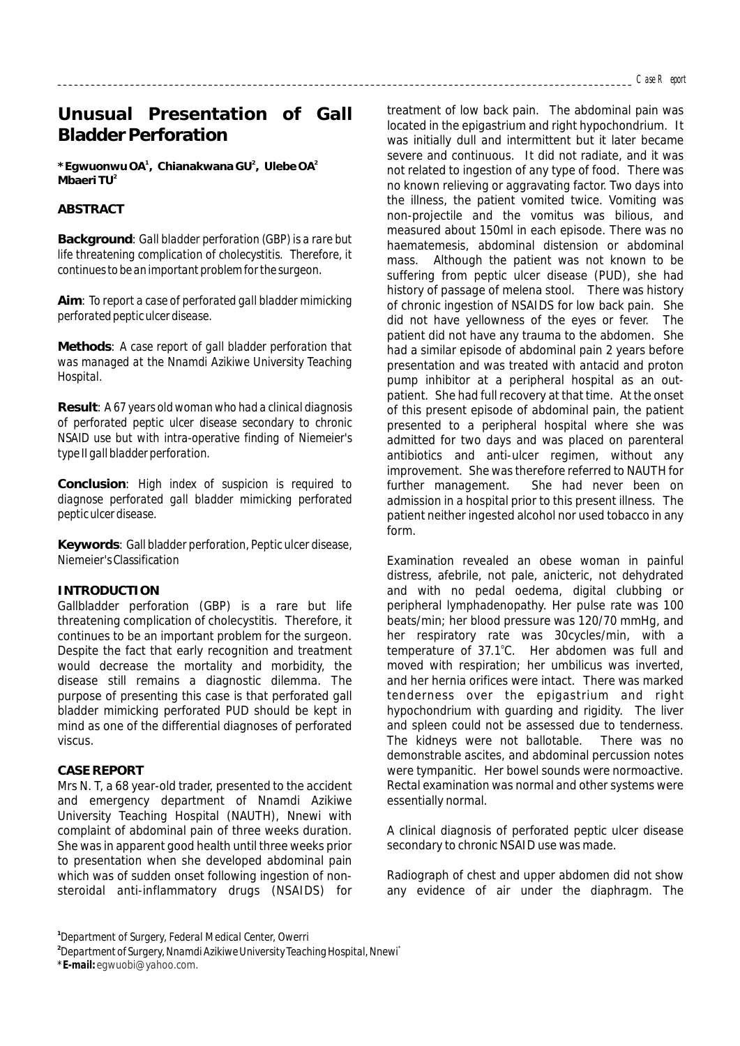# Unusual Presentation of Gall Bladder Perforation

**\*Egwuonwu OA[1], Chianakwana GU[2], Ulebe OA[2] Mbaeri TU[2]**

## ABSTRACT

**Background**: Gall bladder perforation (GBP) is a rare but life threatening complication of cholecystitis. Therefore, it continues to be an important problem for the surgeon.

**Aim**: To report a case of perforated gall bladder mimicking perforated peptic ulcer disease.

**Methods**: A case report of gall bladder perforation that was managed at the Nnamdi Azikiwe University Teaching Hospital.

**Result**: A 67 years old woman who had a clinical diagnosis of perforated peptic ulcer disease secondary to chronic NSAID use but with intra-operative finding of Niemeier's type II gall bladder perforation.

**Conclusion**: High index of suspicion is required to diagnose perforated gall bladder mimicking perforated peptic ulcer disease.

**Keywords**: Gall bladder perforation, Peptic ulcer disease, Niemeier's Classification

## INTRODUCTION

Gallbladder perforation (GBP) is a rare but life threatening complication of cholecystitis. Therefore, it continues to be an important problem for the surgeon. Despite the fact that early recognition and treatment would decrease the mortality and morbidity, the disease still remains a diagnostic dilemma. The purpose of presenting this case is that perforated gall bladder mimicking perforated PUD should be kept in mind as one of the differential diagnoses of perforated viscus.

## CASE REPORT

Mrs N. T, a 68 year-old trader, presented to the accident and emergency department of Nnamdi Azikiwe University Teaching Hospital (NAUTH), Nnewi with complaint of abdominal pain of three weeks duration. She was in apparent good health until three weeks prior to presentation when she developed abdominal pain which was of sudden onset following ingestion of non-steroidal anti-inflammatory drugs (NSAIDS) for treatment of low back pain. The abdominal pain was located in the epigastrium and right hypochondrium. It was initially dull and intermittent but it later became severe and continuous. It did not radiate, and it was not related to ingestion of any type of food. There was no known relieving or aggravating factor. Two days into the illness, the patient vomited twice. Vomiting was non-projectile and the vomitus was bilious, and measured about 150ml in each episode. There was no haematemesis, abdominal distension or abdominal mass. Although the patient was not known to be suffering from peptic ulcer disease (PUD), she had history of passage of melena stool. There was history of chronic ingestion of NSAIDS for low back pain. She did not have yellowness of the eyes or fever. The patient did not have any trauma to the abdomen. She had a similar episode of abdominal pain 2 years before presentation and was treated with antacid and proton pump inhibitor at a peripheral hospital as an out-patient. She had full recovery at that time. At the onset of this present episode of abdominal pain, the patient presented to a peripheral hospital where she was admitted for two days and was placed on parenteral antibiotics and anti-ulcer regimen, without any improvement. She was therefore referred to NAUTH for further management. She had never been on admission in a hospital prior to this present illness. The patient neither ingested alcohol nor used tobacco in any form.

Examination revealed an obese woman in painful distress, afebrile, not pale, anicteric, not dehydrated and with no pedal oedema, digital clubbing or peripheral lymphadenopathy. Her pulse rate was 100 beats/min; her blood pressure was 120/70 mmHg, and her respiratory rate was 30cycles/min, with a temperature of 37.1°C. Her abdomen was full and moved with respiration; her umbilicus was inverted, and her hernia orifices were intact. There was marked tenderness over the epigastrium and right hypochondrium with guarding and rigidity. The liver and spleen could not be assessed due to tenderness. The kidneys were not ballotable. There was no demonstrable ascites, and abdominal percussion notes were tympanitic. Her bowel sounds were normoactive. Rectal examination was normal and other systems were essentially normal.

A clinical diagnosis of perforated peptic ulcer disease secondary to chronic NSAID use was made.

Radiograph of chest and upper abdomen did not show any evidence of air under the diaphragm. The

[1]Department of Surgery, Federal Medical Center, Owerri
[2]Department of Surgery, Nnamdi Azikiwe University Teaching Hospital, Nnewi
\*E-mail: egwuobi@yahoo.com.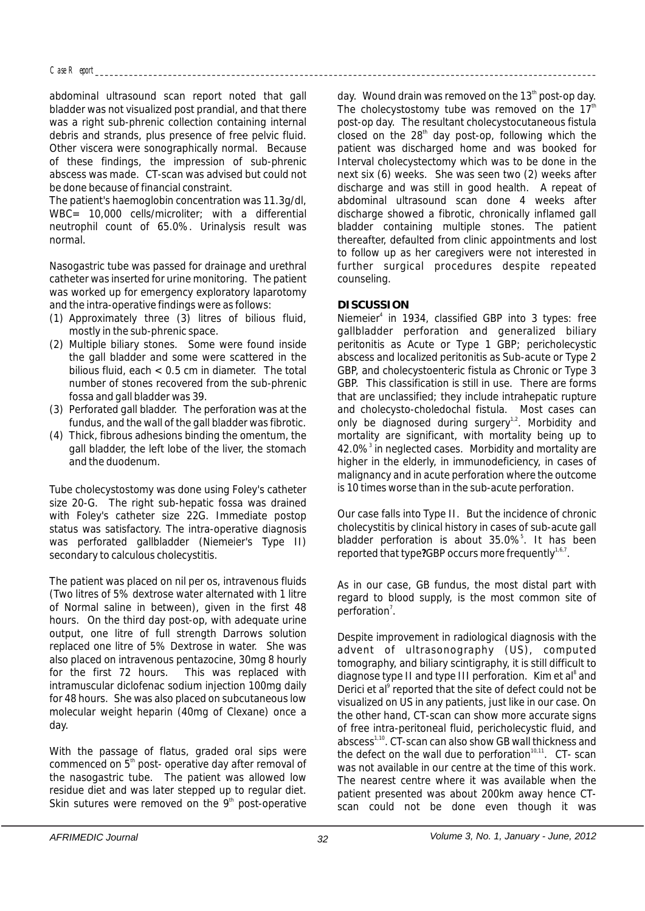abdominal ultrasound scan report noted that gall bladder was not visualized post prandial, and that there was a right sub-phrenic collection containing internal debris and strands, plus presence of free pelvic fluid. Other viscera were sonographically normal. Because of these findings, the impression of sub-phrenic abscess was made. CT-scan was advised but could not be done because of financial constraint.

The patient's haemoglobin concentration was 11.3g/dl, WBC= 10,000 cells/microliter; with a differential neutrophil count of 65.0%. Urinalysis result was normal.

Nasogastric tube was passed for drainage and urethral catheter was inserted for urine monitoring. The patient was worked up for emergency exploratory laparotomy and the intra-operative findings were as follows:

1. Approximately three (3) litres of bilious fluid, mostly in the sub-phrenic space.
2. Multiple biliary stones. Some were found inside the gall bladder and some were scattered in the bilious fluid, each < 0.5 cm in diameter. The total number of stones recovered from the sub-phrenic fossa and gall bladder was 39.
3. Perforated gall bladder. The perforation was at the fundus, and the wall of the gall bladder was fibrotic.
4. Thick, fibrous adhesions binding the omentum, the gall bladder, the left lobe of the liver, the stomach and the duodenum.

Tube cholecystostomy was done using Foley's catheter size 20-G. The right sub-hepatic fossa was drained with Foley's catheter size 22G. Immediate postop status was satisfactory. The intra-operative diagnosis was perforated gallbladder (Niemeier's Type II) secondary to calculous cholecystitis.

The patient was placed on nil per os, intravenous fluids (Two litres of 5% dextrose water alternated with 1 litre of Normal saline in between), given in the first 48 hours. On the third day post-op, with adequate urine output, one litre of full strength Darrows solution replaced one litre of 5% Dextrose in water. She was also placed on intravenous pentazocine, 30mg 8 hourly for the first 72 hours. This was replaced with intramuscular diclofenac sodium injection 100mg daily for 48 hours. She was also placed on subcutaneous low molecular weight heparin (40mg of Clexane) once a day.

With the passage of flatus, graded oral sips were commenced on 5th post- operative day after removal of the nasogastric tube. The patient was allowed low residue diet and was later stepped up to regular diet. Skin sutures were removed on the 9th post-operative day. Wound drain was removed on the 13th post-op day. The cholecystostomy tube was removed on the 17th post-op day. The resultant cholecystocutaneous fistula closed on the 28th day post-op, following which the patient was discharged home and was booked for Interval cholecystectomy which was to be done in the next six (6) weeks. She was seen two (2) weeks after discharge and was still in good health. A repeat of abdominal ultrasound scan done 4 weeks after discharge showed a fibrotic, chronically inflamed gall bladder containing multiple stones. The patient thereafter, defaulted from clinic appointments and lost to follow up as her caregivers were not interested in further surgical procedures despite repeated counseling.

## DISCUSSION

Niemeier[4] in 1934, classified GBP into 3 types: free gallbladder perforation and generalized biliary peritonitis as Acute or Type 1 GBP; pericholecystic abscess and localized peritonitis as Sub-acute or Type 2 GBP, and cholecystoenteric fistula as Chronic or Type 3 GBP. This classification is still in use. There are forms that are unclassified; they include intrahepatic rupture and cholecysto-choledochal fistula. Most cases can only be diagnosed during surgery[1,2]. Morbidity and mortality are significant, with mortality being up to 42.0%[3] in neglected cases. Morbidity and mortality are higher in the elderly, in immunodeficiency, in cases of malignancy and in acute perforation where the outcome is 10 times worse than in the sub-acute perforation.

Our case falls into Type II. But the incidence of chronic cholecystitis by clinical history in cases of sub-acute gall bladder perforation is about 35.0%[5]. It has been reported that type?GBP occurs more frequently[1,6,7].

As in our case, GB fundus, the most distal part with regard to blood supply, is the most common site of perforation[7].

Despite improvement in radiological diagnosis with the advent of ultrasonography (US), computed tomography, and biliary scintigraphy, it is still difficult to diagnose type II and type III perforation. Kim et al[8] and Derici et al[9] reported that the site of defect could not be visualized on US in any patients, just like in our case. On the other hand, CT-scan can show more accurate signs of free intra-peritoneal fluid, pericholecystic fluid, and abscess[1,10]. CT-scan can also show GB wall thickness and the defect on the wall due to perforation[10,11]. CT- scan was not available in our centre at the time of this work. The nearest centre where it was available when the patient presented was about 200km away hence CT-scan could not be done even though it was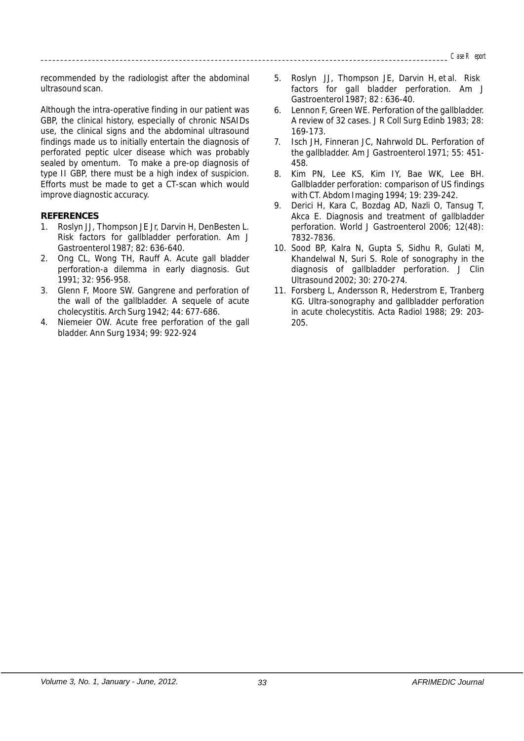recommended by the radiologist after the abdominal ultrasound scan.

Although the intra-operative finding in our patient was GBP, the clinical history, especially of chronic NSAIDs use, the clinical signs and the abdominal ultrasound findings made us to initially entertain the diagnosis of perforated peptic ulcer disease which was probably sealed by omentum. To make a pre-op diagnosis of type II GBP, there must be a high index of suspicion. Efforts must be made to get a CT-scan which would improve diagnostic accuracy.

**REFERENCES**

1. Roslyn JJ, Thompson JE Jr, Darvin H, DenBesten L. Risk factors for gallbladder perforation. Am J Gastroenterol 1987; 82: 636-640.
2. Ong CL, Wong TH, Rauff A. Acute gall bladder perforation-a dilemma in early diagnosis. Gut 1991; 32: 956-958.
3. Glenn F, Moore SW. Gangrene and perforation of the wall of the gallbladder. A sequele of acute cholecystitis. Arch Surg 1942; 44: 677-686.
4. Niemeier OW. Acute free perforation of the gall bladder. Ann Surg 1934; 99: 922-924
5. Roslyn JJ, Thompson JE, Darvin H, et al. Risk factors for gall bladder perforation. Am J Gastroenterol 1987; 82 : 636-40.
6. Lennon F, Green WE. Perforation of the gallbladder. A review of 32 cases. J R Coll Surg Edinb 1983; 28: 169-173.
7. Isch JH, Finneran JC, Nahrwold DL. Perforation of the gallbladder. Am J Gastroenterol 1971; 55: 451-458.
8. Kim PN, Lee KS, Kim IY, Bae WK, Lee BH. Gallbladder perforation: comparison of US findings with CT. Abdom Imaging 1994; 19: 239-242.
9. Derici H, Kara C, Bozdag AD, Nazli O, Tansug T, Akca E. Diagnosis and treatment of gallbladder perforation. World J Gastroenterol 2006; 12(48): 7832-7836.
10. Sood BP, Kalra N, Gupta S, Sidhu R, Gulati M, Khandelwal N, Suri S. Role of sonography in the diagnosis of gallbladder perforation. J Clin Ultrasound 2002; 30: 270-274.
11. Forsberg L, Andersson R, Hederstrom E, Tranberg KG. Ultra-sonography and gallbladder perforation in acute cholecystitis. Acta Radiol 1988; 29: 203-205.